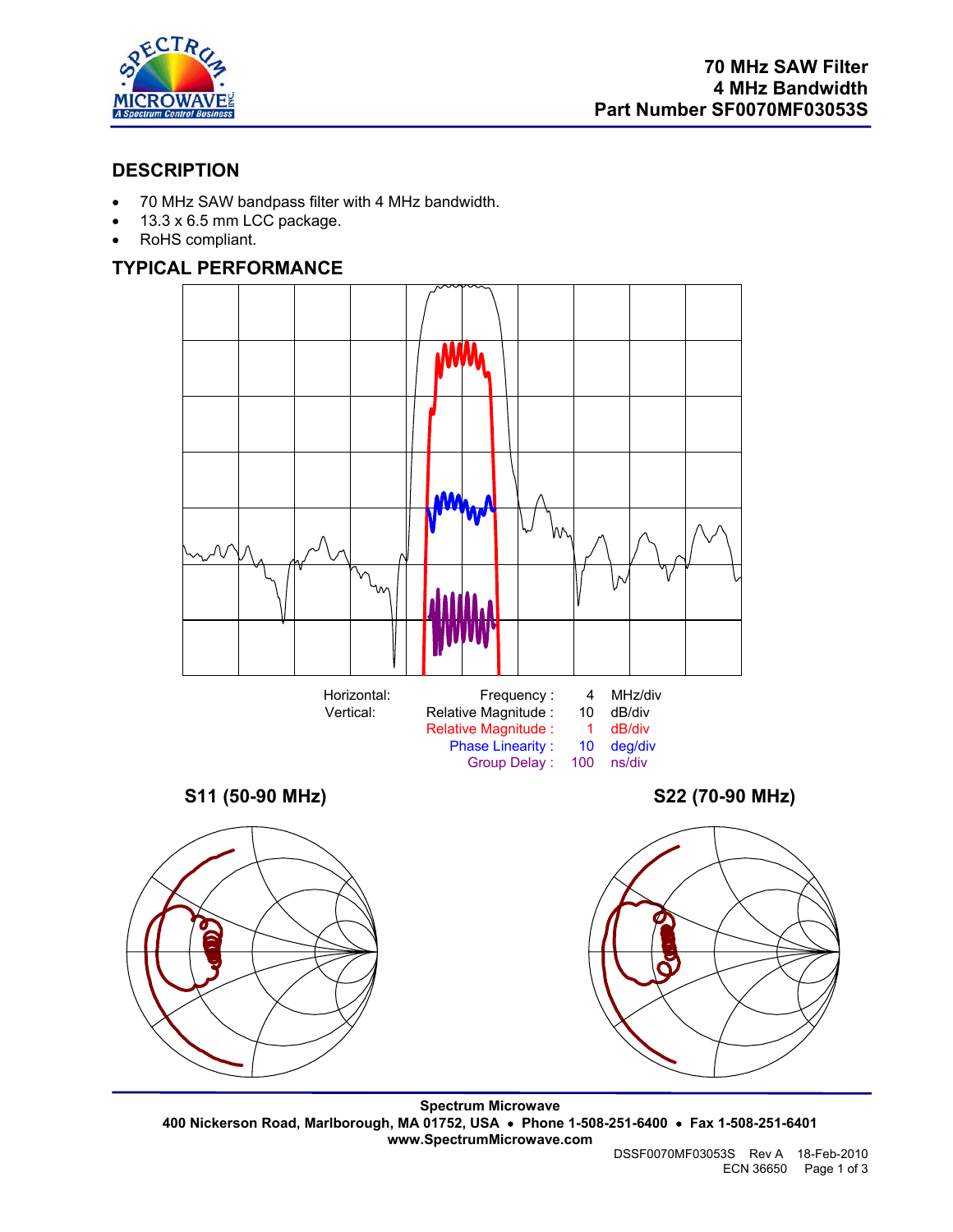# 70 MHz SAW Filter
# 4 MHz Bandwidth
# Part Number SF0070MF03053S

## DESCRIPTION

- 70 MHz SAW bandpass filter with 4 MHz bandwidth.
- 13.3 x 6.5 mm LCC package.
- RoHS compliant.

## TYPICAL PERFORMANCE

| | | | |
|---|---|---|---|
| Horizontal: | Frequency : | 4 | MHz/div |
| Vertical: | Relative Magnitude : | 10 | dB/div |
| | Relative Magnitude : | 1 | dB/div |
| | Phase Linearity : | 10 | deg/div |
| | Group Delay : | 100 | ns/div |

**S11 (50-90 MHz)**

**S22 (70-90 MHz)**

**Spectrum Microwave**
**400 Nickerson Road, Marlborough, MA 01752, USA • Phone 1-508-251-6400 • Fax 1-508-251-6401**
**www.SpectrumMicrowave.com**

DSSF0070MF03053S Rev A 18-Feb-2010
ECN 36650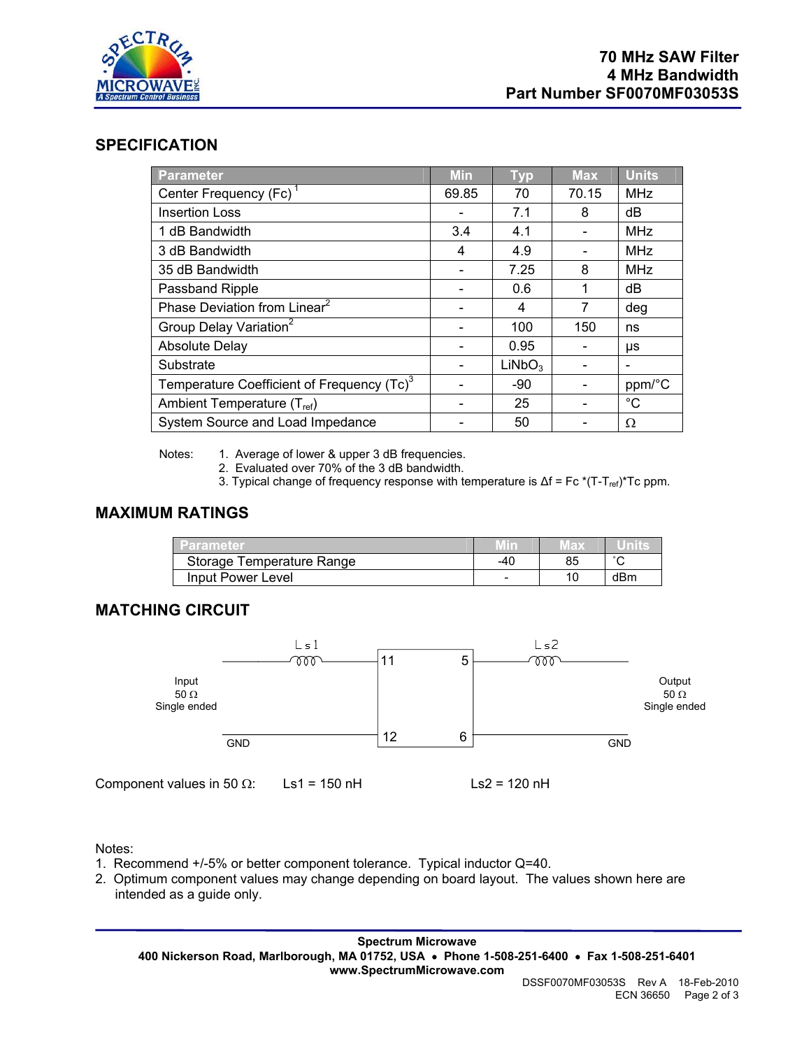**70 MHz SAW Filter**
**4 MHz Bandwidth**
**Part Number SF0070MF03053S**

## SPECIFICATION

| Parameter | Min | Typ | Max | Units |
|---|---|---|---|---|
| Center Frequency (Fc) [1] | 69.85 | 70 | 70.15 | MHz |
| Insertion Loss | - | 7.1 | 8 | dB |
| 1 dB Bandwidth | 3.4 | 4.1 | - | MHz |
| 3 dB Bandwidth | 4 | 4.9 | - | MHz |
| 35 dB Bandwidth | - | 7.25 | 8 | MHz |
| Passband Ripple | - | 0.6 | 1 | dB |
| Phase Deviation from Linear [2] | - | 4 | 7 | deg |
| Group Delay Variation [2] | - | 100 | 150 | ns |
| Absolute Delay | - | 0.95 | - | μs |
| Substrate | - | $LiNbO_3$ | - | - |
| Temperature Coefficient of Frequency (Tc) [3] | - | -90 | - | ppm/°C |
| Ambient Temperature ($T_{ref}$) | - | 25 | - | °C |
| System Source and Load Impedance | - | 50 | - | Ω |

Notes:
1. Average of lower & upper 3 dB frequencies.
2. Evaluated over 70% of the 3 dB bandwidth.
3. Typical change of frequency response with temperature is $\Delta f = Fc * (T - T_{ref}) * Tc$ ppm.

## MAXIMUM RATINGS

| Parameter | Min | Max | Units |
|---|---|---|---|
| Storage Temperature Range | -40 | 85 | ˚C |
| Input Power Level | - | 10 | dBm |

## MATCHING CIRCUIT

Input 50 Ω Single ended — Ls1 — pin 11; pin 12 — GND

pin 5 — Ls2 — Output 50 Ω Single ended; pin 6 — GND

Component values in 50 Ω: Ls1 = 150 nH Ls2 = 120 nH

Notes:
1. Recommend +/-5% or better component tolerance. Typical inductor Q=40.
2. Optimum component values may change depending on board layout. The values shown here are intended as a guide only.

**Spectrum Microwave**
**400 Nickerson Road, Marlborough, MA 01752, USA • Phone 1-508-251-6400 • Fax 1-508-251-6401**
**www.SpectrumMicrowave.com**

DSSF0070MF03053S Rev A 18-Feb-2010
ECN 36650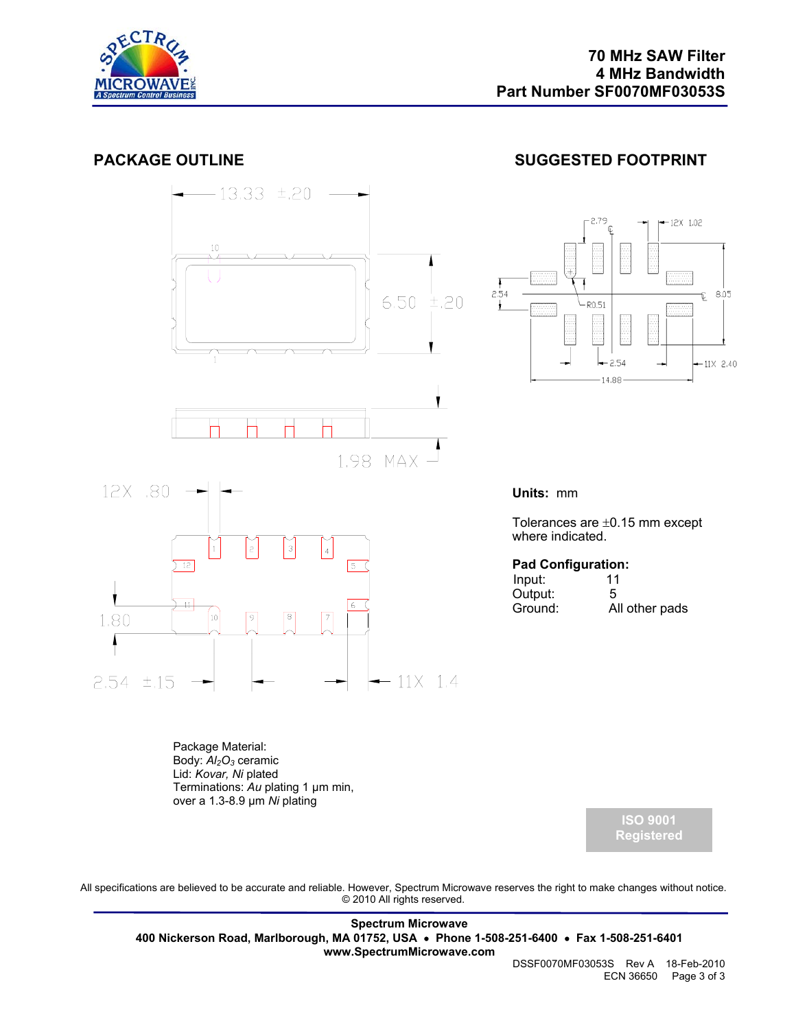# 70 MHz SAW Filter
# 4 MHz Bandwidth
# Part Number SF0070MF03053S

## PACKAGE OUTLINE

13.33 ±.20

6.50 ±.20

1.98 MAX

12X .80

1.80

2.54 ±.15

11X 1.4

## SUGGESTED FOOTPRINT

2.79

12X 1.02

2.54

R0.51

8.05

2.54

11X 2.40

14.88

**Units:** mm

Tolerances are ±0.15 mm except where indicated.

**Pad Configuration:**

| | |
|---|---|
| Input: | 11 |
| Output: | 5 |
| Ground: | All other pads |

Package Material:
Body: $Al_2O_3$ ceramic
Lid: *Kovar, Ni* plated
Terminations: *Au* plating 1 µm min, over a 1.3-8.9 µm *Ni* plating

ISO 9001 Registered

All specifications are believed to be accurate and reliable. However, Spectrum Microwave reserves the right to make changes without notice.
© 2010 All rights reserved.

**Spectrum Microwave**
**400 Nickerson Road, Marlborough, MA 01752, USA • Phone 1-508-251-6400 • Fax 1-508-251-6401**
**www.SpectrumMicrowave.com**

DSSF0070MF03053S Rev A 18-Feb-2010
ECN 36650